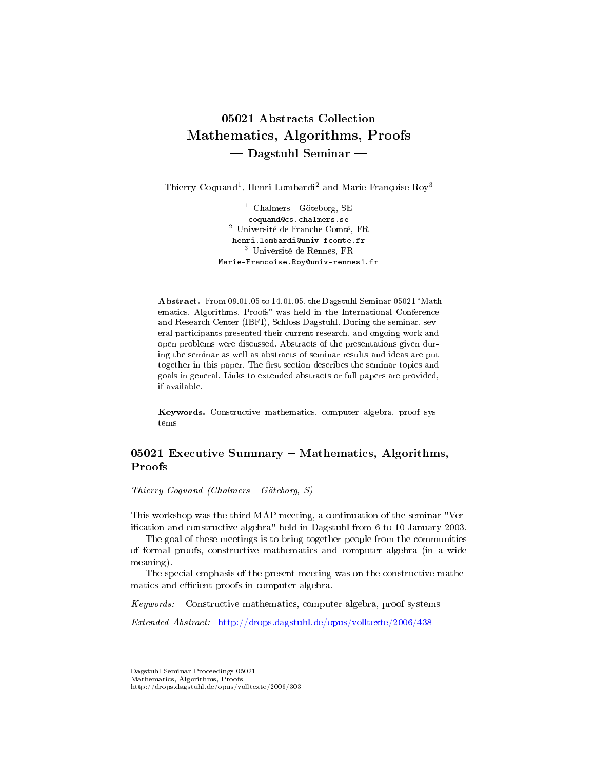# 05021 Abstracts Collection
# Mathematics, Algorithms, Proofs
## — Dagstuhl Seminar —

Thierry Coquand[1], Henri Lombardi[2] and Marie-Françoise Roy[3]

[1] Chalmers - Göteborg, SE
coquand@cs.chalmers.se
[2] Université de Franche-Comté, FR
henri.lombardi@univ-fcomte.fr
[3] Université de Rennes, FR
Marie-Francoise.Roy@univ-rennes1.fr

**Abstract.** From 09.01.05 to 14.01.05, the Dagstuhl Seminar 05021 "Mathematics, Algorithms, Proofs" was held in the International Conference and Research Center (IBFI), Schloss Dagstuhl. During the seminar, several participants presented their current research, and ongoing work and open problems were discussed. Abstracts of the presentations given during the seminar as well as abstracts of seminar results and ideas are put together in this paper. The first section describes the seminar topics and goals in general. Links to extended abstracts or full papers are provided, if available.

**Keywords.** Constructive mathematics, computer algebra, proof systems

## 05021 Executive Summary – Mathematics, Algorithms, Proofs

*Thierry Coquand (Chalmers - Göteborg, S)*

This workshop was the third MAP meeting, a continuation of the seminar "Verification and constructive algebra" held in Dagstuhl from 6 to 10 January 2003.

The goal of these meetings is to bring together people from the communities of formal proofs, constructive mathematics and computer algebra (in a wide meaning).

The special emphasis of the present meeting was on the constructive mathematics and efficient proofs in computer algebra.

*Keywords:* Constructive mathematics, computer algebra, proof systems

*Extended Abstract:* http://drops.dagstuhl.de/opus/volltexte/2006/438

Dagstuhl Seminar Proceedings 05021
Mathematics, Algorithms, Proofs
http://drops.dagstuhl.de/opus/volltexte/2006/303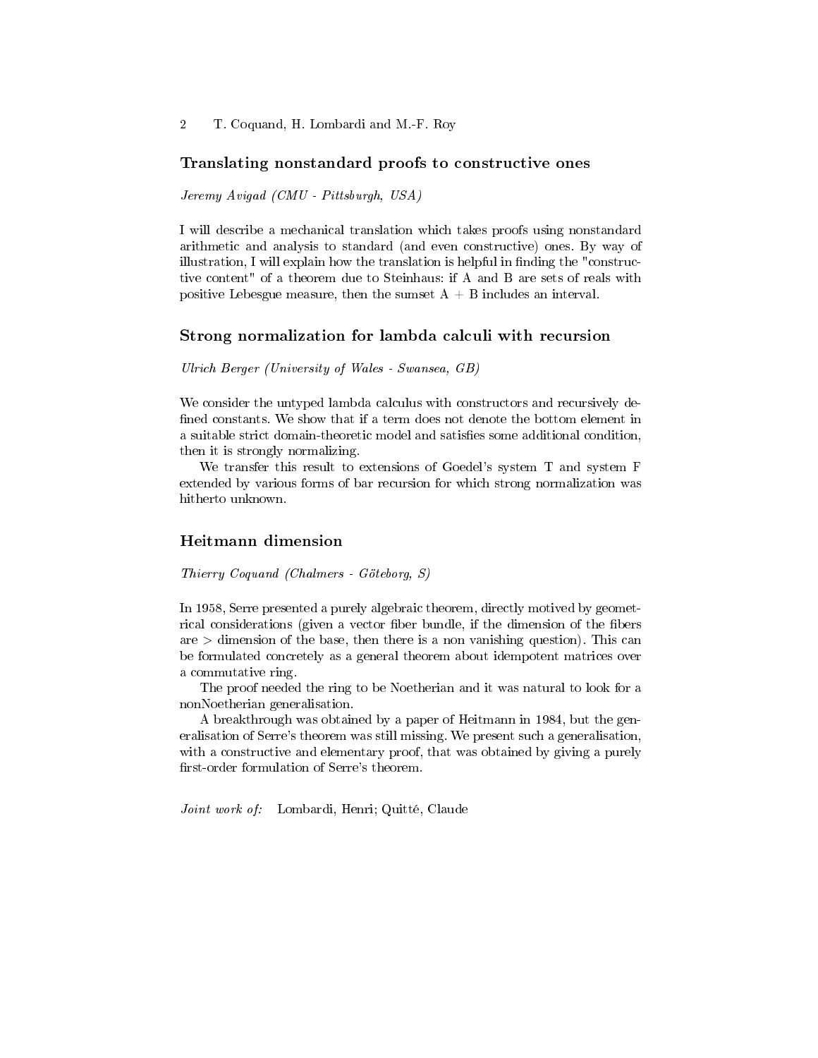## Translating nonstandard proofs to constructive ones

*Jeremy Avigad (CMU - Pittsburgh, USA)*

I will describe a mechanical translation which takes proofs using nonstandard arithmetic and analysis to standard (and even constructive) ones. By way of illustration, I will explain how the translation is helpful in finding the "constructive content" of a theorem due to Steinhaus: if A and B are sets of reals with positive Lebesgue measure, then the sumset A + B includes an interval.

## Strong normalization for lambda calculi with recursion

*Ulrich Berger (University of Wales - Swansea, GB)*

We consider the untyped lambda calculus with constructors and recursively defined constants. We show that if a term does not denote the bottom element in a suitable strict domain-theoretic model and satisfies some additional condition, then it is strongly normalizing.

We transfer this result to extensions of Goedel's system T and system F extended by various forms of bar recursion for which strong normalization was hitherto unknown.

## Heitmann dimension

*Thierry Coquand (Chalmers - Göteborg, S)*

In 1958, Serre presented a purely algebraic theorem, directly motived by geometrical considerations (given a vector fiber bundle, if the dimension of the fibers are > dimension of the base, then there is a non vanishing question). This can be formulated concretely as a general theorem about idempotent matrices over a commutative ring.

The proof needed the ring to be Noetherian and it was natural to look for a nonNoetherian generalisation.

A breakthrough was obtained by a paper of Heitmann in 1984, but the generalisation of Serre's theorem was still missing. We present such a generalisation, with a constructive and elementary proof, that was obtained by giving a purely first-order formulation of Serre's theorem.

*Joint work of:* Lombardi, Henri; Quitté, Claude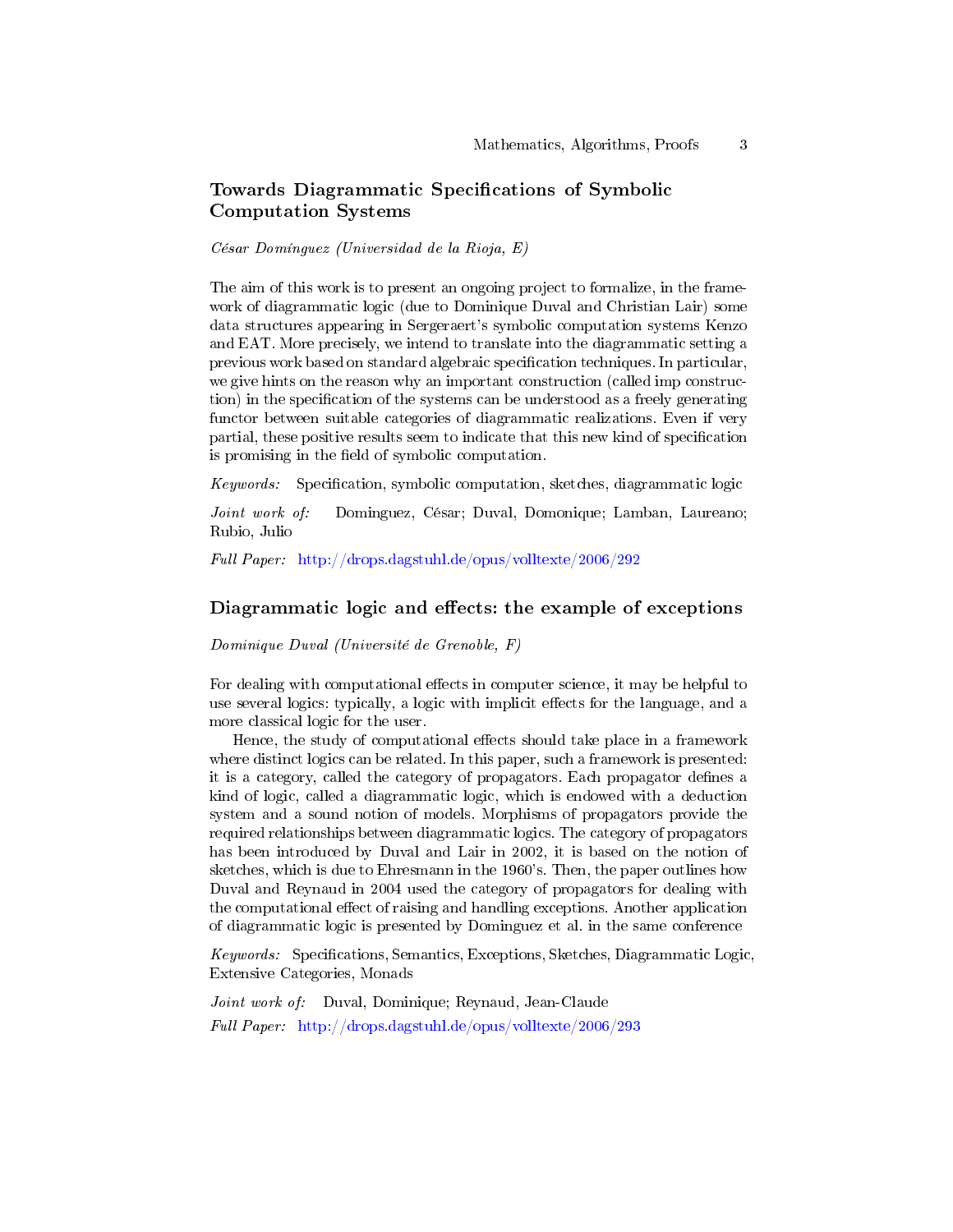## Towards Diagrammatic Specifications of Symbolic Computation Systems

*César Domínguez (Universidad de la Rioja, E)*

The aim of this work is to present an ongoing project to formalize, in the framework of diagrammatic logic (due to Dominique Duval and Christian Lair) some data structures appearing in Sergeraert's symbolic computation systems Kenzo and EAT. More precisely, we intend to translate into the diagrammatic setting a previous work based on standard algebraic specification techniques. In particular, we give hints on the reason why an important construction (called imp construction) in the specification of the systems can be understood as a freely generating functor between suitable categories of diagrammatic realizations. Even if very partial, these positive results seem to indicate that this new kind of specification is promising in the field of symbolic computation.

*Keywords:* Specification, symbolic computation, sketches, diagrammatic logic

*Joint work of:* Dominguez, César; Duval, Domonique; Lamban, Laureano; Rubio, Julio

*Full Paper:* http://drops.dagstuhl.de/opus/volltexte/2006/292

## Diagrammatic logic and effects: the example of exceptions

*Dominique Duval (Université de Grenoble, F)*

For dealing with computational effects in computer science, it may be helpful to use several logics: typically, a logic with implicit effects for the language, and a more classical logic for the user.

Hence, the study of computational effects should take place in a framework where distinct logics can be related. In this paper, such a framework is presented: it is a category, called the category of propagators. Each propagator defines a kind of logic, called a diagrammatic logic, which is endowed with a deduction system and a sound notion of models. Morphisms of propagators provide the required relationships between diagrammatic logics. The category of propagators has been introduced by Duval and Lair in 2002, it is based on the notion of sketches, which is due to Ehresmann in the 1960's. Then, the paper outlines how Duval and Reynaud in 2004 used the category of propagators for dealing with the computational effect of raising and handling exceptions. Another application of diagrammatic logic is presented by Dominguez et al. in the same conference

*Keywords:* Specifications, Semantics, Exceptions, Sketches, Diagrammatic Logic, Extensive Categories, Monads

*Joint work of:* Duval, Dominique; Reynaud, Jean-Claude

*Full Paper:* http://drops.dagstuhl.de/opus/volltexte/2006/293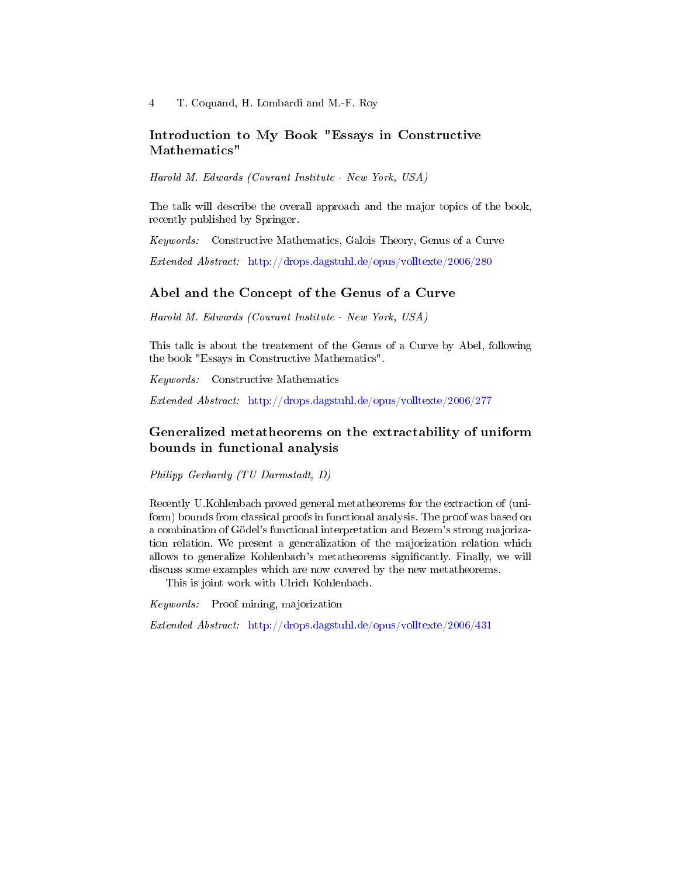### Introduction to My Book "Essays in Constructive Mathematics"

*Harold M. Edwards (Courant Institute - New York, USA)*

The talk will describe the overall approach and the major topics of the book, recently published by Springer.

*Keywords:* Constructive Mathematics, Galois Theory, Genus of a Curve

*Extended Abstract:* http://drops.dagstuhl.de/opus/volltexte/2006/280

### Abel and the Concept of the Genus of a Curve

*Harold M. Edwards (Courant Institute - New York, USA)*

This talk is about the treatement of the Genus of a Curve by Abel, following the book "Essays in Constructive Mathematics".

*Keywords:* Constructive Mathematics

*Extended Abstract:* http://drops.dagstuhl.de/opus/volltexte/2006/277

### Generalized metatheorems on the extractability of uniform bounds in functional analysis

*Philipp Gerhardy (TU Darmstadt, D)*

Recently U.Kohlenbach proved general metatheorems for the extraction of (uniform) bounds from classical proofs in functional analysis. The proof was based on a combination of Gödel's functional interpretation and Bezem's strong majorization relation. We present a generalization of the majorization relation which allows to generalize Kohlenbach's metatheorems significantly. Finally, we will discuss some examples which are now covered by the new metatheorems.

This is joint work with Ulrich Kohlenbach.

*Keywords:* Proof mining, majorization

*Extended Abstract:* http://drops.dagstuhl.de/opus/volltexte/2006/431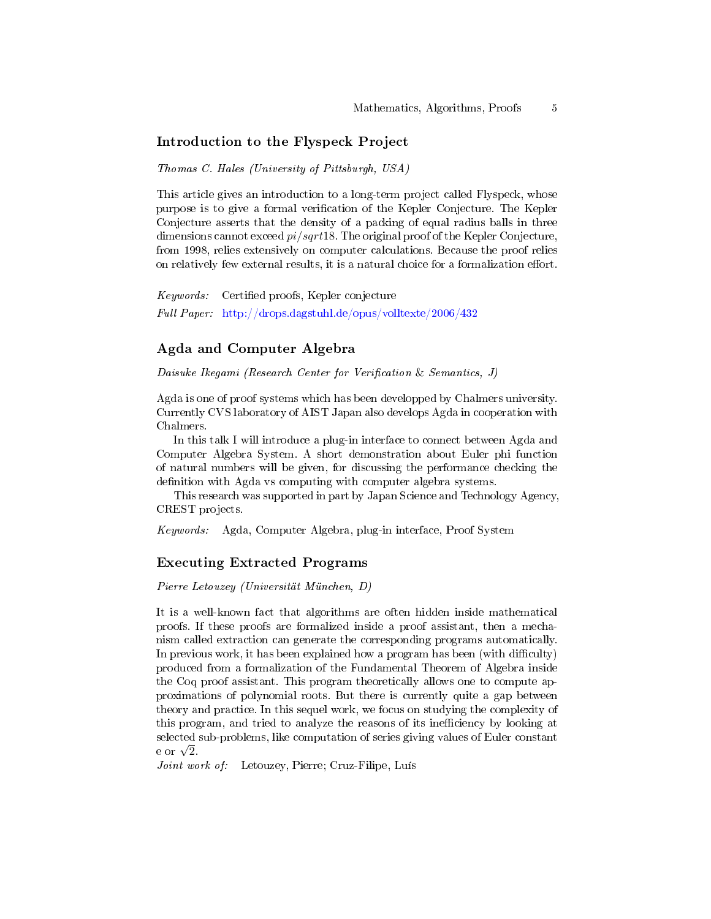### Introduction to the Flyspeck Project

*Thomas C. Hales (University of Pittsburgh, USA)*

This article gives an introduction to a long-term project called Flyspeck, whose purpose is to give a formal verification of the Kepler Conjecture. The Kepler Conjecture asserts that the density of a packing of equal radius balls in three dimensions cannot exceed $pi/sqrt18$. The original proof of the Kepler Conjecture, from 1998, relies extensively on computer calculations. Because the proof relies on relatively few external results, it is a natural choice for a formalization effort.

*Keywords:* Certified proofs, Kepler conjecture

*Full Paper:* http://drops.dagstuhl.de/opus/volltexte/2006/432

### Agda and Computer Algebra

*Daisuke Ikegami (Research Center for Verification & Semantics, J)*

Agda is one of proof systems which has been developped by Chalmers university. Currently CVS laboratory of AIST Japan also develops Agda in cooperation with Chalmers.

In this talk I will introduce a plug-in interface to connect between Agda and Computer Algebra System. A short demonstration about Euler phi function of natural numbers will be given, for discussing the performance checking the definition with Agda vs computing with computer algebra systems.

This research was supported in part by Japan Science and Technology Agency, CREST projects.

*Keywords:* Agda, Computer Algebra, plug-in interface, Proof System

### Executing Extracted Programs

*Pierre Letouzey (Universität München, D)*

It is a well-known fact that algorithms are often hidden inside mathematical proofs. If these proofs are formalized inside a proof assistant, then a mechanism called extraction can generate the corresponding programs automatically. In previous work, it has been explained how a program has been (with difficulty) produced from a formalization of the Fundamental Theorem of Algebra inside the Coq proof assistant. This program theoretically allows one to compute approximations of polynomial roots. But there is currently quite a gap between theory and practice. In this sequel work, we focus on studying the complexity of this program, and tried to analyze the reasons of its inefficiency by looking at selected sub-problems, like computation of series giving values of Euler constant e or $\sqrt{2}$.

*Joint work of:* Letouzey, Pierre; Cruz-Filipe, Luís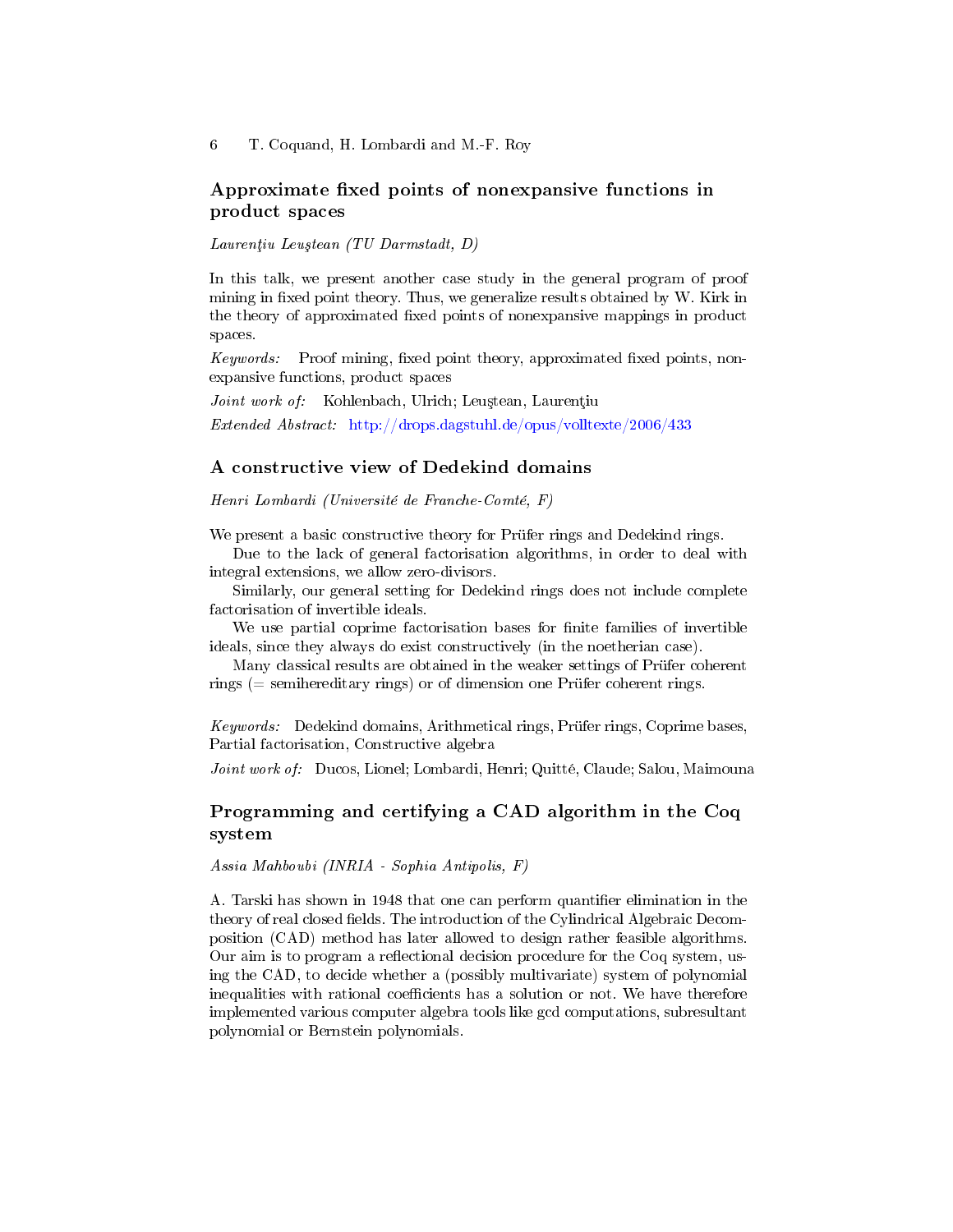## Approximate fixed points of nonexpansive functions in product spaces

*Laurenţiu Leuştean (TU Darmstadt, D)*

In this talk, we present another case study in the general program of proof mining in fixed point theory. Thus, we generalize results obtained by W. Kirk in the theory of approximated fixed points of nonexpansive mappings in product spaces.

*Keywords:* Proof mining, fixed point theory, approximated fixed points, nonexpansive functions, product spaces

*Joint work of:* Kohlenbach, Ulrich; Leuştean, Laurenţiu

*Extended Abstract:* http://drops.dagstuhl.de/opus/volltexte/2006/433

## A constructive view of Dedekind domains

*Henri Lombardi (Université de Franche-Comté, F)*

We present a basic constructive theory for Prüfer rings and Dedekind rings.

Due to the lack of general factorisation algorithms, in order to deal with integral extensions, we allow zero-divisors.

Similarly, our general setting for Dedekind rings does not include complete factorisation of invertible ideals.

We use partial coprime factorisation bases for finite families of invertible ideals, since they always do exist constructively (in the noetherian case).

Many classical results are obtained in the weaker settings of Prüfer coherent rings (= semihereditary rings) or of dimension one Prüfer coherent rings.

*Keywords:* Dedekind domains, Arithmetical rings, Prüfer rings, Coprime bases, Partial factorisation, Constructive algebra

*Joint work of:* Ducos, Lionel; Lombardi, Henri; Quitté, Claude; Salou, Maimouna

## Programming and certifying a CAD algorithm in the Coq system

*Assia Mahboubi (INRIA - Sophia Antipolis, F)*

A. Tarski has shown in 1948 that one can perform quantifier elimination in the theory of real closed fields. The introduction of the Cylindrical Algebraic Decomposition (CAD) method has later allowed to design rather feasible algorithms. Our aim is to program a reflectional decision procedure for the Coq system, using the CAD, to decide whether a (possibly multivariate) system of polynomial inequalities with rational coefficients has a solution or not. We have therefore implemented various computer algebra tools like gcd computations, subresultant polynomial or Bernstein polynomials.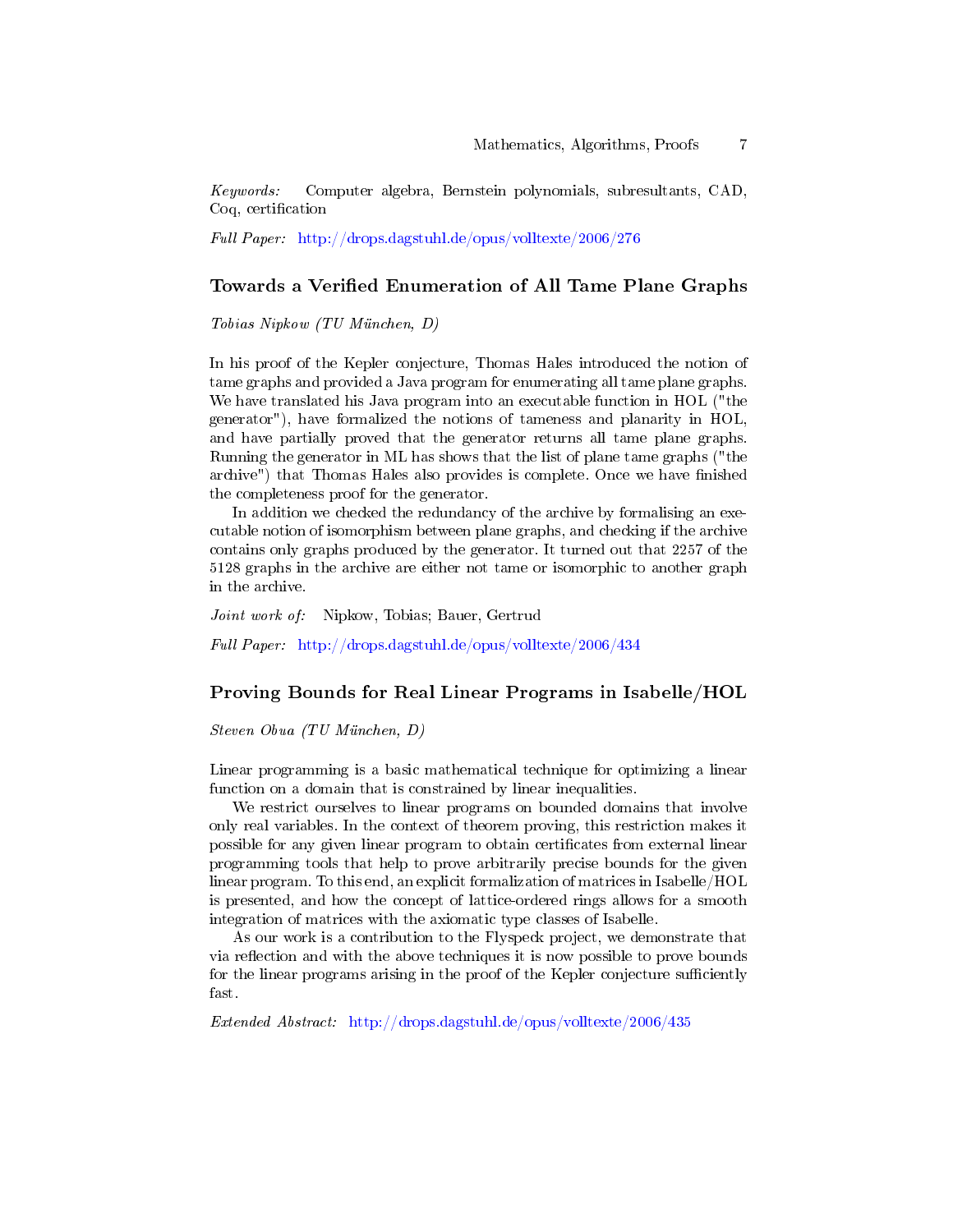*Keywords:* Computer algebra, Bernstein polynomials, subresultants, CAD, Coq, certification

*Full Paper:* http://drops.dagstuhl.de/opus/volltexte/2006/276

## Towards a Verified Enumeration of All Tame Plane Graphs

*Tobias Nipkow (TU München, D)*

In his proof of the Kepler conjecture, Thomas Hales introduced the notion of tame graphs and provided a Java program for enumerating all tame plane graphs. We have translated his Java program into an executable function in HOL ("the generator"), have formalized the notions of tameness and planarity in HOL, and have partially proved that the generator returns all tame plane graphs. Running the generator in ML has shows that the list of plane tame graphs ("the archive") that Thomas Hales also provides is complete. Once we have finished the completeness proof for the generator.

In addition we checked the redundancy of the archive by formalising an executable notion of isomorphism between plane graphs, and checking if the archive contains only graphs produced by the generator. It turned out that 2257 of the 5128 graphs in the archive are either not tame or isomorphic to another graph in the archive.

*Joint work of:* Nipkow, Tobias; Bauer, Gertrud

*Full Paper:* http://drops.dagstuhl.de/opus/volltexte/2006/434

## Proving Bounds for Real Linear Programs in Isabelle/HOL

*Steven Obua (TU München, D)*

Linear programming is a basic mathematical technique for optimizing a linear function on a domain that is constrained by linear inequalities.

We restrict ourselves to linear programs on bounded domains that involve only real variables. In the context of theorem proving, this restriction makes it possible for any given linear program to obtain certificates from external linear programming tools that help to prove arbitrarily precise bounds for the given linear program. To this end, an explicit formalization of matrices in Isabelle/HOL is presented, and how the concept of lattice-ordered rings allows for a smooth integration of matrices with the axiomatic type classes of Isabelle.

As our work is a contribution to the Flyspeck project, we demonstrate that via reflection and with the above techniques it is now possible to prove bounds for the linear programs arising in the proof of the Kepler conjecture sufficiently fast.

*Extended Abstract:* http://drops.dagstuhl.de/opus/volltexte/2006/435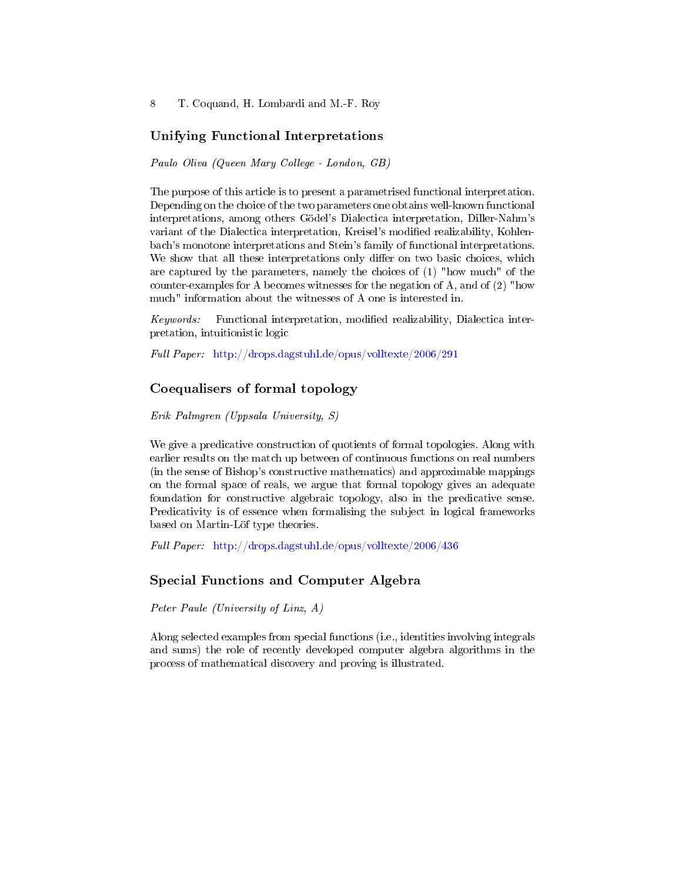## Unifying Functional Interpretations

*Paulo Oliva (Queen Mary College - London, GB)*

The purpose of this article is to present a parametrised functional interpretation. Depending on the choice of the two parameters one obtains well-known functional interpretations, among others Gödel's Dialectica interpretation, Diller-Nahm's variant of the Dialectica interpretation, Kreisel's modified realizability, Kohlenbach's monotone interpretations and Stein's family of functional interpretations. We show that all these interpretations only differ on two basic choices, which are captured by the parameters, namely the choices of (1) "how much" of the counter-examples for A becomes witnesses for the negation of A, and of (2) "how much" information about the witnesses of A one is interested in.

*Keywords:* Functional interpretation, modified realizability, Dialectica interpretation, intuitionistic logic

*Full Paper:* http://drops.dagstuhl.de/opus/volltexte/2006/291

## Coequalisers of formal topology

*Erik Palmgren (Uppsala University, S)*

We give a predicative construction of quotients of formal topologies. Along with earlier results on the match up between of continuous functions on real numbers (in the sense of Bishop's constructive mathematics) and approximable mappings on the formal space of reals, we argue that formal topology gives an adequate foundation for constructive algebraic topology, also in the predicative sense. Predicativity is of essence when formalising the subject in logical frameworks based on Martin-Löf type theories.

*Full Paper:* http://drops.dagstuhl.de/opus/volltexte/2006/436

## Special Functions and Computer Algebra

*Peter Paule (University of Linz, A)*

Along selected examples from special functions (i.e., identities involving integrals and sums) the role of recently developed computer algebra algorithms in the process of mathematical discovery and proving is illustrated.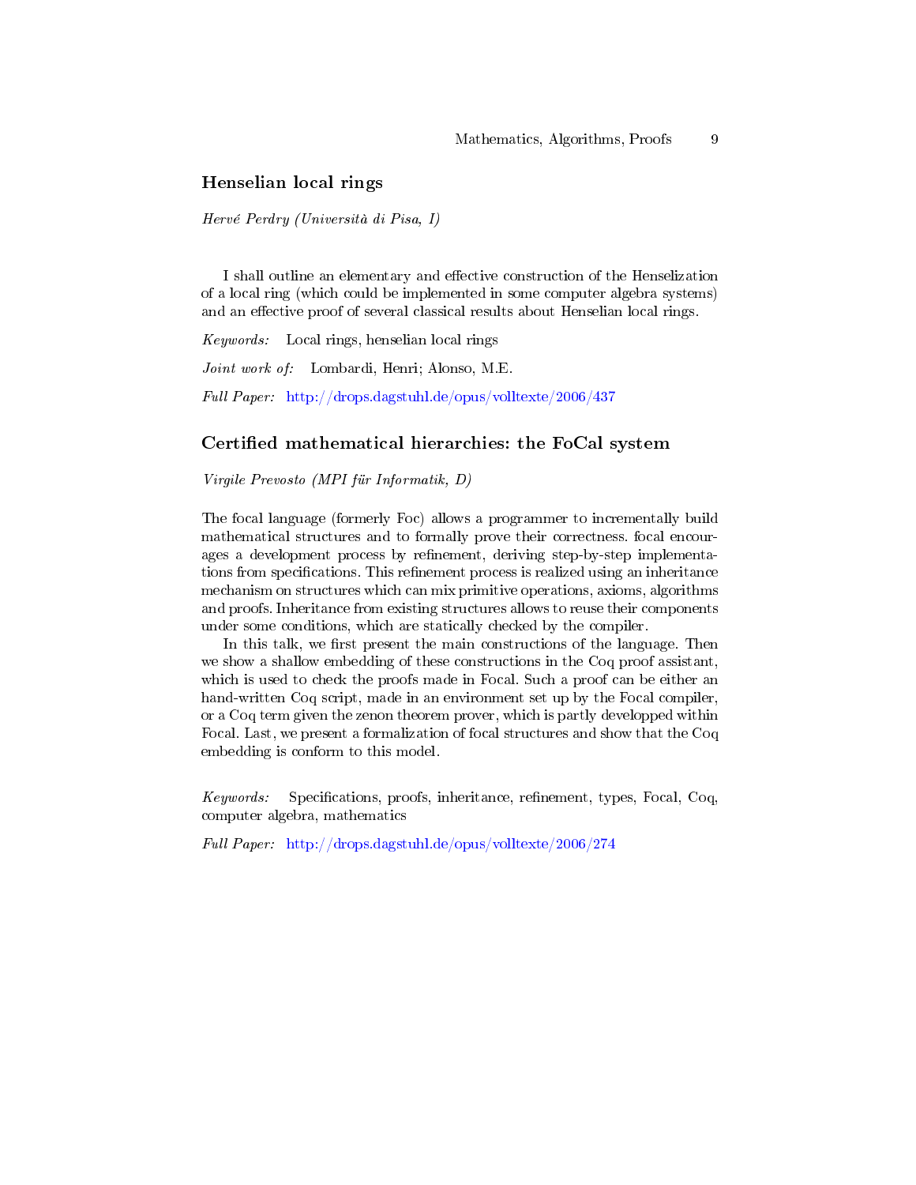## Henselian local rings

*Hervé Perdry (Università di Pisa, I)*

I shall outline an elementary and effective construction of the Henselization of a local ring (which could be implemented in some computer algebra systems) and an effective proof of several classical results about Henselian local rings.

*Keywords:* Local rings, henselian local rings

*Joint work of:* Lombardi, Henri; Alonso, M.E.

*Full Paper:* http://drops.dagstuhl.de/opus/volltexte/2006/437

## Certified mathematical hierarchies: the FoCal system

*Virgile Prevosto (MPI für Informatik, D)*

The focal language (formerly Foc) allows a programmer to incrementally build mathematical structures and to formally prove their correctness. focal encourages a development process by refinement, deriving step-by-step implementations from specifications. This refinement process is realized using an inheritance mechanism on structures which can mix primitive operations, axioms, algorithms and proofs. Inheritance from existing structures allows to reuse their components under some conditions, which are statically checked by the compiler.

In this talk, we first present the main constructions of the language. Then we show a shallow embedding of these constructions in the Coq proof assistant, which is used to check the proofs made in Focal. Such a proof can be either an hand-written Coq script, made in an environment set up by the Focal compiler, or a Coq term given the zenon theorem prover, which is partly developped within Focal. Last, we present a formalization of focal structures and show that the Coq embedding is conform to this model.

*Keywords:* Specifications, proofs, inheritance, refinement, types, Focal, Coq, computer algebra, mathematics

*Full Paper:* http://drops.dagstuhl.de/opus/volltexte/2006/274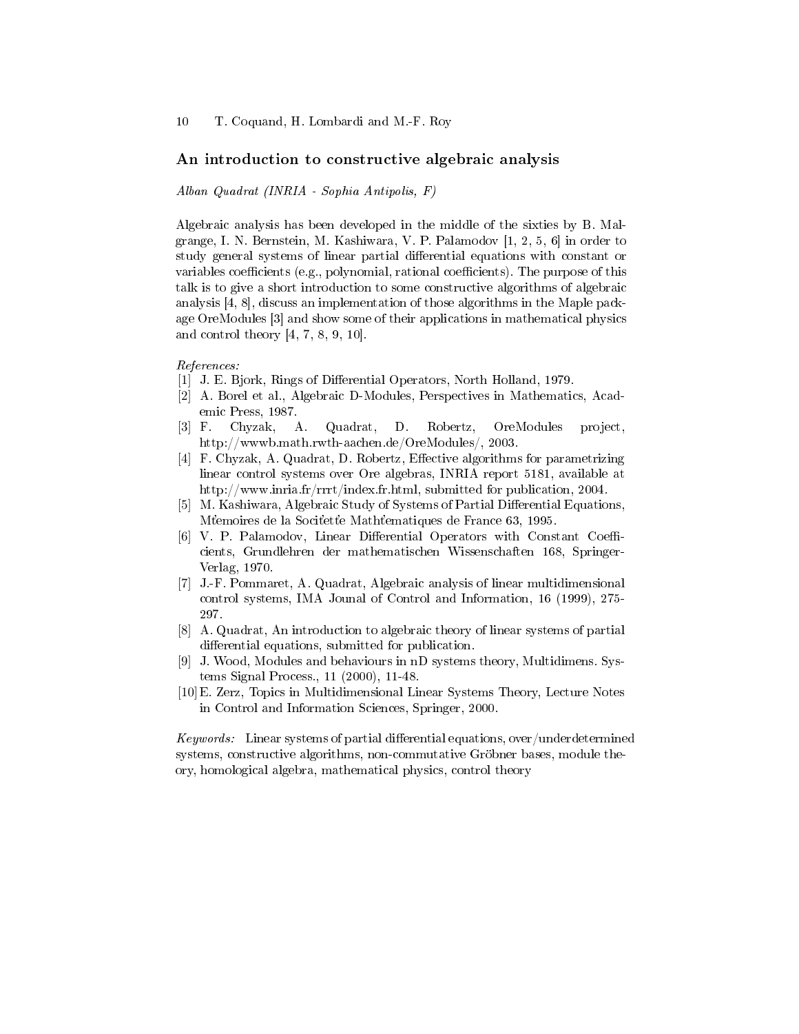## An introduction to constructive algebraic analysis

*Alban Quadrat (INRIA - Sophia Antipolis, F)*

Algebraic analysis has been developed in the middle of the sixties by B. Malgrange, I. N. Bernstein, M. Kashiwara, V. P. Palamodov [1, 2, 5, 6] in order to study general systems of linear partial differential equations with constant or variables coefficients (e.g., polynomial, rational coefficients). The purpose of this talk is to give a short introduction to some constructive algorithms of algebraic analysis [4, 8], discuss an implementation of those algorithms in the Maple package OreModules [3] and show some of their applications in mathematical physics and control theory [4, 7, 8, 9, 10].

*References:*

- [1] J. E. Bjork, Rings of Differential Operators, North Holland, 1979.
- [2] A. Borel et al., Algebraic D-Modules, Perspectives in Mathematics, Academic Press, 1987.
- [3] F. Chyzak, A. Quadrat, D. Robertz, OreModules project, http://wwwb.math.rwth-aachen.de/OreModules/, 2003.
- [4] F. Chyzak, A. Quadrat, D. Robertz, Effective algorithms for parametrizing linear control systems over Ore algebras, INRIA report 5181, available at http://www.inria.fr/rrrt/index.fr.html, submitted for publication, 2004.
- [5] M. Kashiwara, Algebraic Study of Systems of Partial Differential Equations, Mémoires de la Société Mathématiques de France 63, 1995.
- [6] V. P. Palamodov, Linear Differential Operators with Constant Coefficients, Grundlehren der mathematischen Wissenschaften 168, Springer-Verlag, 1970.
- [7] J.-F. Pommaret, A. Quadrat, Algebraic analysis of linear multidimensional control systems, IMA Jounal of Control and Information, 16 (1999), 275-297.
- [8] A. Quadrat, An introduction to algebraic theory of linear systems of partial differential equations, submitted for publication.
- [9] J. Wood, Modules and behaviours in nD systems theory, Multidimens. Systems Signal Process., 11 (2000), 11-48.
- [10] E. Zerz, Topics in Multidimensional Linear Systems Theory, Lecture Notes in Control and Information Sciences, Springer, 2000.

*Keywords:* Linear systems of partial differential equations, over/underdetermined systems, constructive algorithms, non-commutative Gröbner bases, module theory, homological algebra, mathematical physics, control theory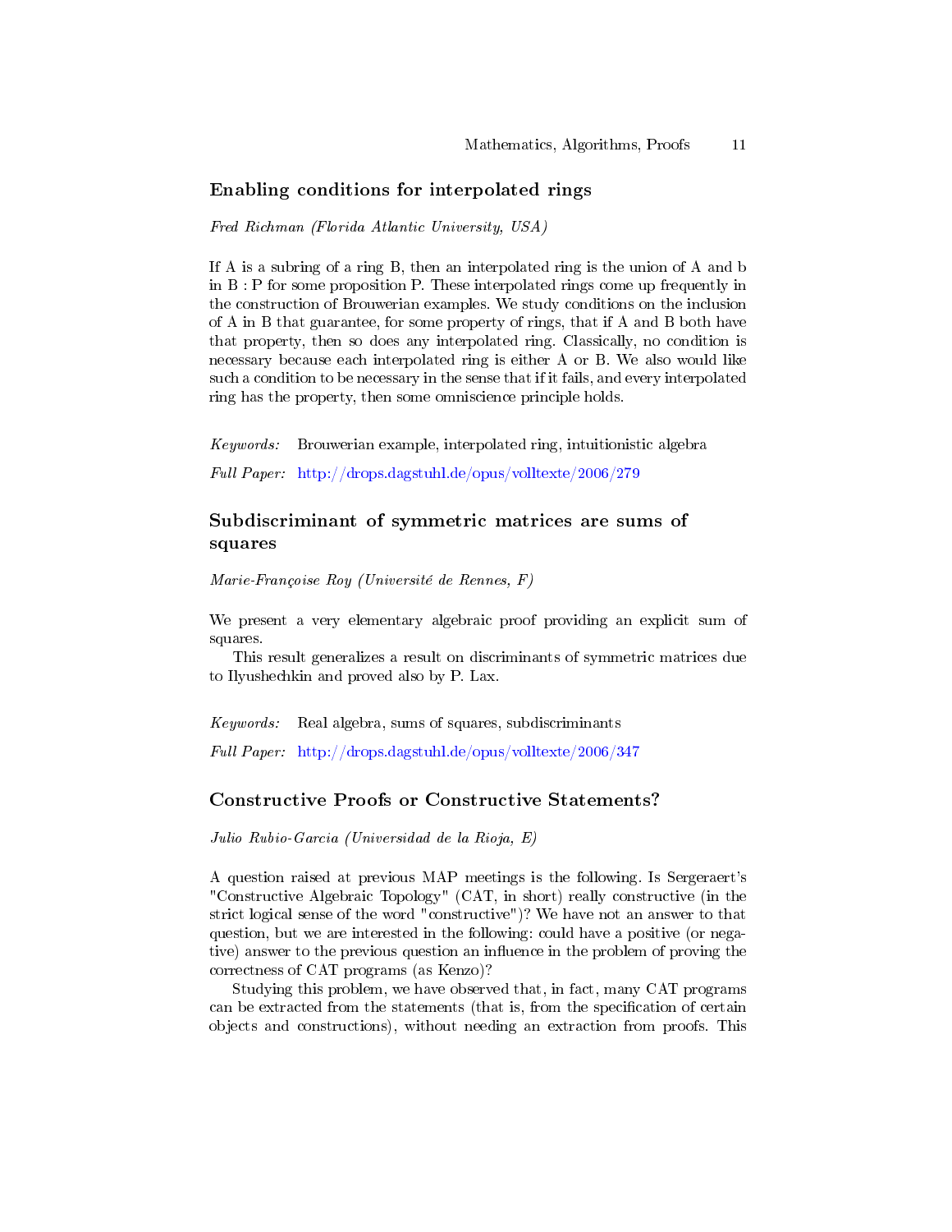### Enabling conditions for interpolated rings

*Fred Richman (Florida Atlantic University, USA)*

If A is a subring of a ring B, then an interpolated ring is the union of A and b in B : P for some proposition P. These interpolated rings come up frequently in the construction of Brouwerian examples. We study conditions on the inclusion of A in B that guarantee, for some property of rings, that if A and B both have that property, then so does any interpolated ring. Classically, no condition is necessary because each interpolated ring is either A or B. We also would like such a condition to be necessary in the sense that if it fails, and every interpolated ring has the property, then some omniscience principle holds.

*Keywords:* Brouwerian example, interpolated ring, intuitionistic algebra

*Full Paper:* http://drops.dagstuhl.de/opus/volltexte/2006/279

### Subdiscriminant of symmetric matrices are sums of squares

*Marie-Françoise Roy (Université de Rennes, F)*

We present a very elementary algebraic proof providing an explicit sum of squares.

This result generalizes a result on discriminants of symmetric matrices due to Ilyushechkin and proved also by P. Lax.

*Keywords:* Real algebra, sums of squares, subdiscriminants

*Full Paper:* http://drops.dagstuhl.de/opus/volltexte/2006/347

### Constructive Proofs or Constructive Statements?

*Julio Rubio-Garcia (Universidad de la Rioja, E)*

A question raised at previous MAP meetings is the following. Is Sergeraert's "Constructive Algebraic Topology" (CAT, in short) really constructive (in the strict logical sense of the word "constructive")? We have not an answer to that question, but we are interested in the following: could have a positive (or negative) answer to the previous question an influence in the problem of proving the correctness of CAT programs (as Kenzo)?

Studying this problem, we have observed that, in fact, many CAT programs can be extracted from the statements (that is, from the specification of certain objects and constructions), without needing an extraction from proofs. This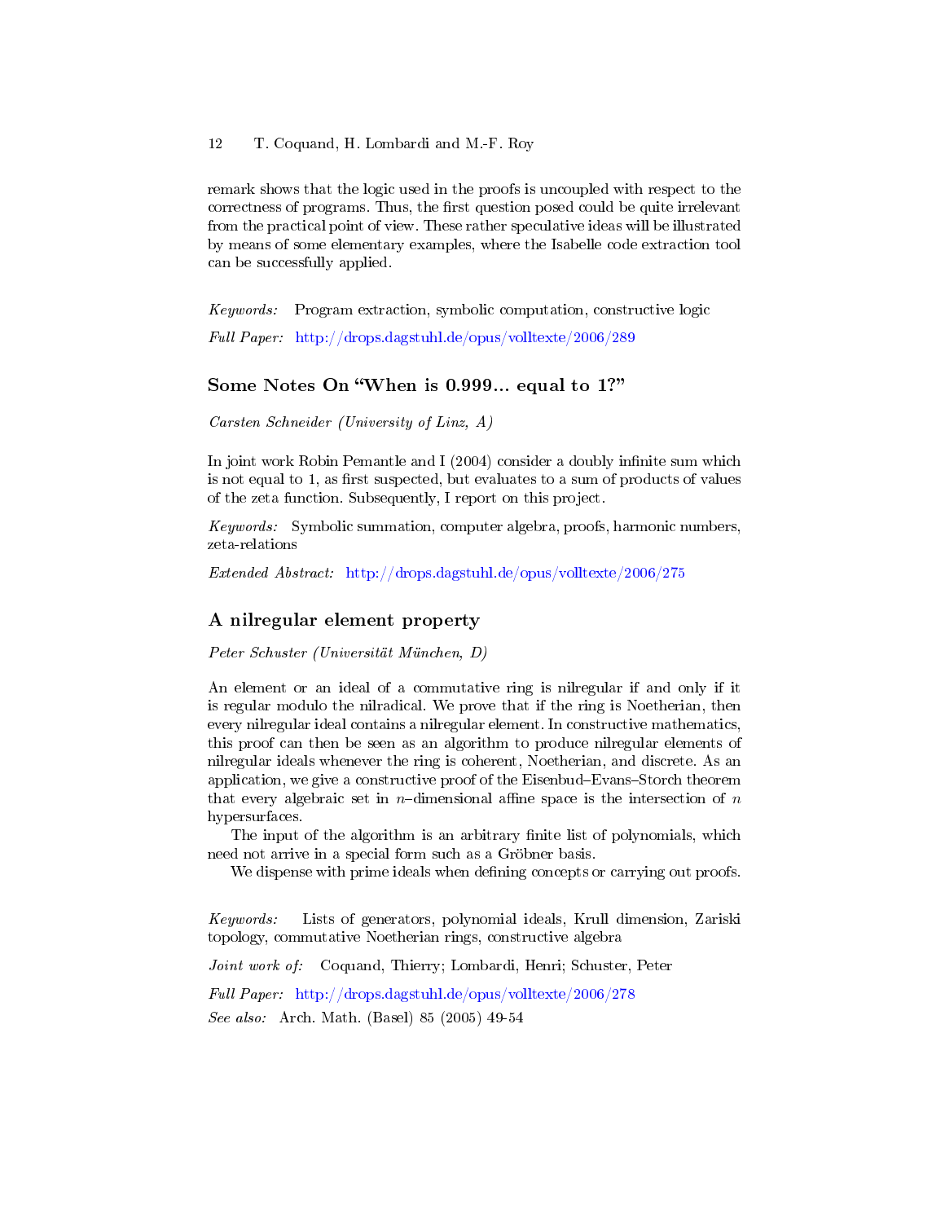remark shows that the logic used in the proofs is uncoupled with respect to the correctness of programs. Thus, the first question posed could be quite irrelevant from the practical point of view. These rather speculative ideas will be illustrated by means of some elementary examples, where the Isabelle code extraction tool can be successfully applied.

*Keywords:* Program extraction, symbolic computation, constructive logic

*Full Paper:* http://drops.dagstuhl.de/opus/volltexte/2006/289

## Some Notes On "When is 0.999... equal to 1?"

*Carsten Schneider (University of Linz, A)*

In joint work Robin Pemantle and I (2004) consider a doubly infinite sum which is not equal to 1, as first suspected, but evaluates to a sum of products of values of the zeta function. Subsequently, I report on this project.

*Keywords:* Symbolic summation, computer algebra, proofs, harmonic numbers, zeta-relations

*Extended Abstract:* http://drops.dagstuhl.de/opus/volltexte/2006/275

## A nilregular element property

*Peter Schuster (Universität München, D)*

An element or an ideal of a commutative ring is nilregular if and only if it is regular modulo the nilradical. We prove that if the ring is Noetherian, then every nilregular ideal contains a nilregular element. In constructive mathematics, this proof can then be seen as an algorithm to produce nilregular elements of nilregular ideals whenever the ring is coherent, Noetherian, and discrete. As an application, we give a constructive proof of the Eisenbud–Evans–Storch theorem that every algebraic set in $n$–dimensional affine space is the intersection of $n$ hypersurfaces.

The input of the algorithm is an arbitrary finite list of polynomials, which need not arrive in a special form such as a Gröbner basis.

We dispense with prime ideals when defining concepts or carrying out proofs.

*Keywords:* Lists of generators, polynomial ideals, Krull dimension, Zariski topology, commutative Noetherian rings, constructive algebra

*Joint work of:* Coquand, Thierry; Lombardi, Henri; Schuster, Peter

*Full Paper:* http://drops.dagstuhl.de/opus/volltexte/2006/278

*See also:* Arch. Math. (Basel) 85 (2005) 49-54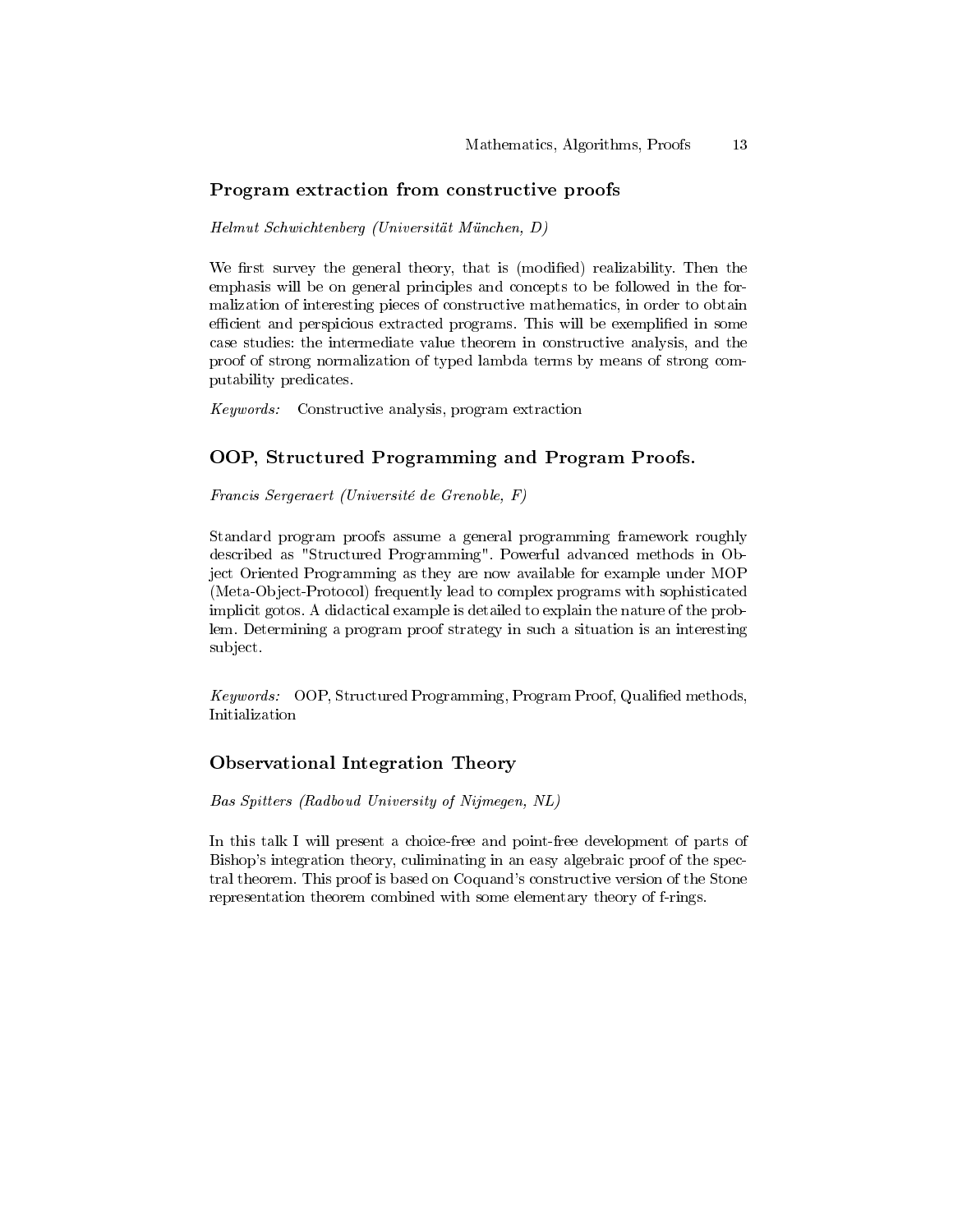### Program extraction from constructive proofs

*Helmut Schwichtenberg (Universität München, D)*

We first survey the general theory, that is (modified) realizability. Then the emphasis will be on general principles and concepts to be followed in the formalization of interesting pieces of constructive mathematics, in order to obtain efficient and perspicious extracted programs. This will be exemplified in some case studies: the intermediate value theorem in constructive analysis, and the proof of strong normalization of typed lambda terms by means of strong computability predicates.

*Keywords:* Constructive analysis, program extraction

### OOP, Structured Programming and Program Proofs.

*Francis Sergeraert (Université de Grenoble, F)*

Standard program proofs assume a general programming framework roughly described as "Structured Programming". Powerful advanced methods in Object Oriented Programming as they are now available for example under MOP (Meta-Object-Protocol) frequently lead to complex programs with sophisticated implicit gotos. A didactical example is detailed to explain the nature of the problem. Determining a program proof strategy in such a situation is an interesting subject.

*Keywords:* OOP, Structured Programming, Program Proof, Qualified methods, Initialization

### Observational Integration Theory

*Bas Spitters (Radboud University of Nijmegen, NL)*

In this talk I will present a choice-free and point-free development of parts of Bishop's integration theory, culiminating in an easy algebraic proof of the spectral theorem. This proof is based on Coquand's constructive version of the Stone representation theorem combined with some elementary theory of f-rings.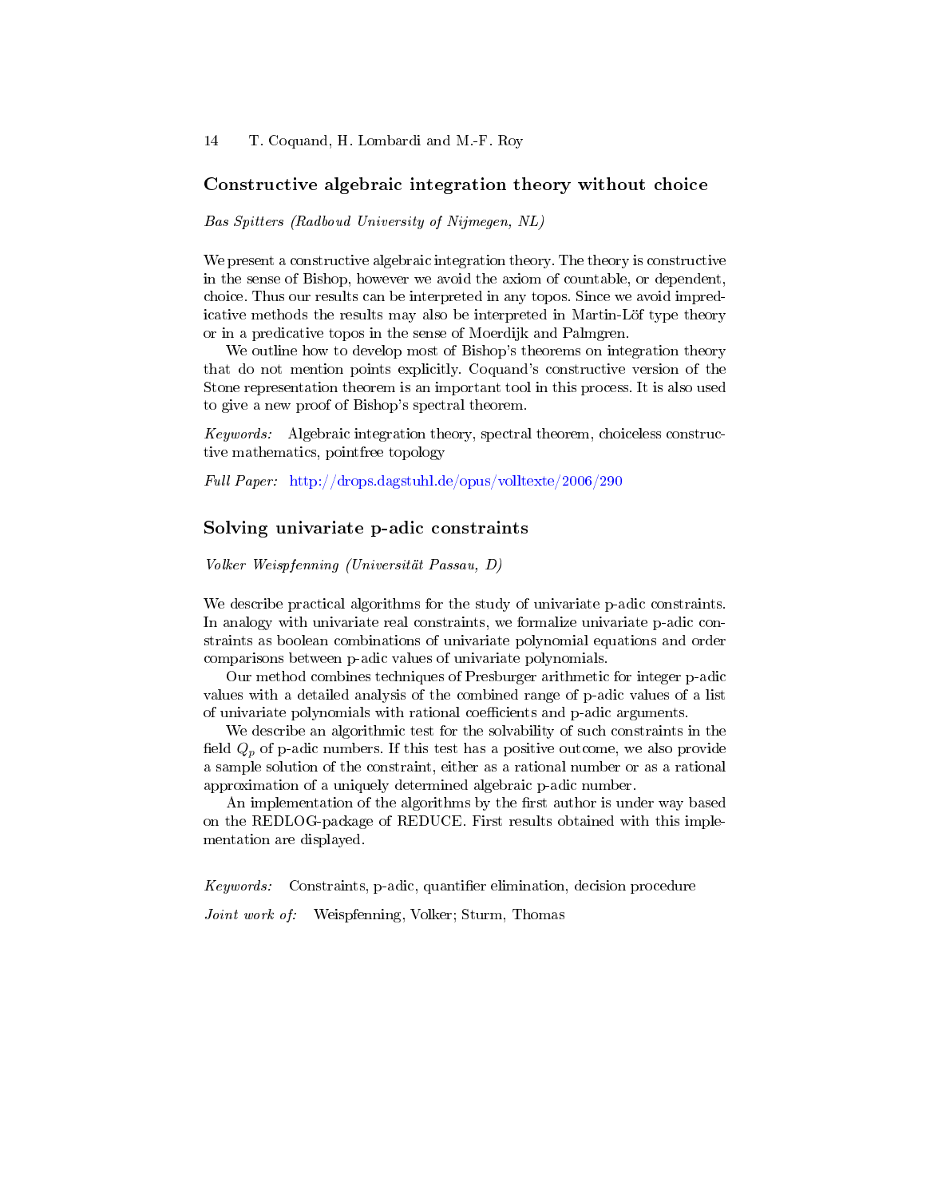## Constructive algebraic integration theory without choice

*Bas Spitters (Radboud University of Nijmegen, NL)*

We present a constructive algebraic integration theory. The theory is constructive in the sense of Bishop, however we avoid the axiom of countable, or dependent, choice. Thus our results can be interpreted in any topos. Since we avoid impredicative methods the results may also be interpreted in Martin-Löf type theory or in a predicative topos in the sense of Moerdijk and Palmgren.

We outline how to develop most of Bishop's theorems on integration theory that do not mention points explicitly. Coquand's constructive version of the Stone representation theorem is an important tool in this process. It is also used to give a new proof of Bishop's spectral theorem.

*Keywords:* Algebraic integration theory, spectral theorem, choiceless constructive mathematics, pointfree topology

*Full Paper:* http://drops.dagstuhl.de/opus/volltexte/2006/290

## Solving univariate p-adic constraints

*Volker Weispfenning (Universität Passau, D)*

We describe practical algorithms for the study of univariate p-adic constraints. In analogy with univariate real constraints, we formalize univariate p-adic constraints as boolean combinations of univariate polynomial equations and order comparisons between p-adic values of univariate polynomials.

Our method combines techniques of Presburger arithmetic for integer p-adic values with a detailed analysis of the combined range of p-adic values of a list of univariate polynomials with rational coefficients and p-adic arguments.

We describe an algorithmic test for the solvability of such constraints in the field $Q_p$ of p-adic numbers. If this test has a positive outcome, we also provide a sample solution of the constraint, either as a rational number or as a rational approximation of a uniquely determined algebraic p-adic number.

An implementation of the algorithms by the first author is under way based on the REDLOG-package of REDUCE. First results obtained with this implementation are displayed.

*Keywords:* Constraints, p-adic, quantifier elimination, decision procedure

*Joint work of:* Weispfenning, Volker; Sturm, Thomas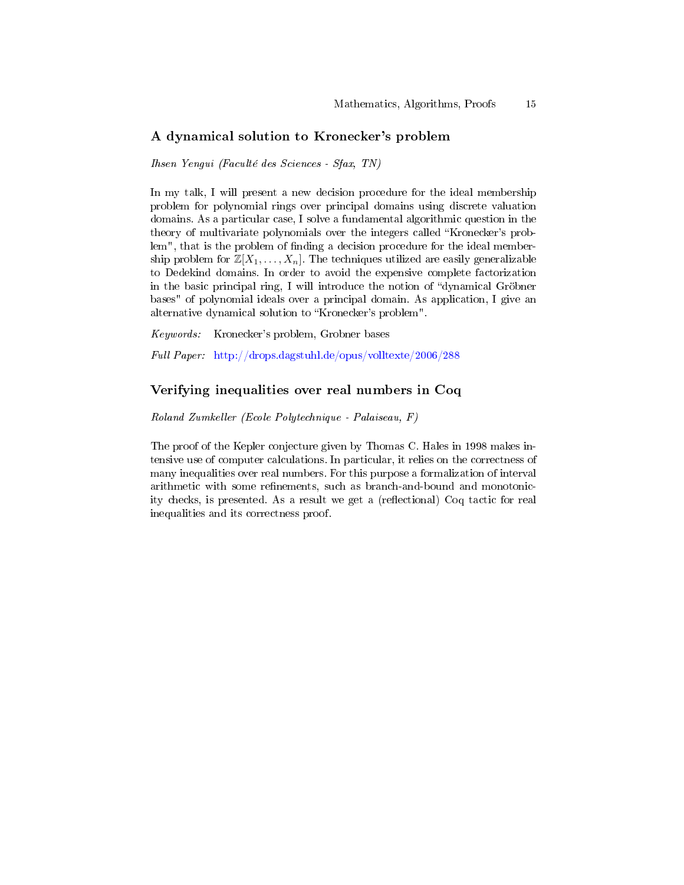## A dynamical solution to Kronecker's problem

*Ihsen Yengui (Faculté des Sciences - Sfax, TN)*

In my talk, I will present a new decision procedure for the ideal membership problem for polynomial rings over principal domains using discrete valuation domains. As a particular case, I solve a fundamental algorithmic question in the theory of multivariate polynomials over the integers called "Kronecker's problem", that is the problem of finding a decision procedure for the ideal membership problem for $\mathbb{Z}[X_1, \ldots, X_n]$. The techniques utilized are easily generalizable to Dedekind domains. In order to avoid the expensive complete factorization in the basic principal ring, I will introduce the notion of "dynamical Gröbner bases" of polynomial ideals over a principal domain. As application, I give an alternative dynamical solution to "Kronecker's problem".

*Keywords:* Kronecker's problem, Grobner bases

*Full Paper:* http://drops.dagstuhl.de/opus/volltexte/2006/288

## Verifying inequalities over real numbers in Coq

*Roland Zumkeller (Ecole Polytechnique - Palaiseau, F)*

The proof of the Kepler conjecture given by Thomas C. Hales in 1998 makes intensive use of computer calculations. In particular, it relies on the correctness of many inequalities over real numbers. For this purpose a formalization of interval arithmetic with some refinements, such as branch-and-bound and monotonicity checks, is presented. As a result we get a (reflectional) Coq tactic for real inequalities and its correctness proof.